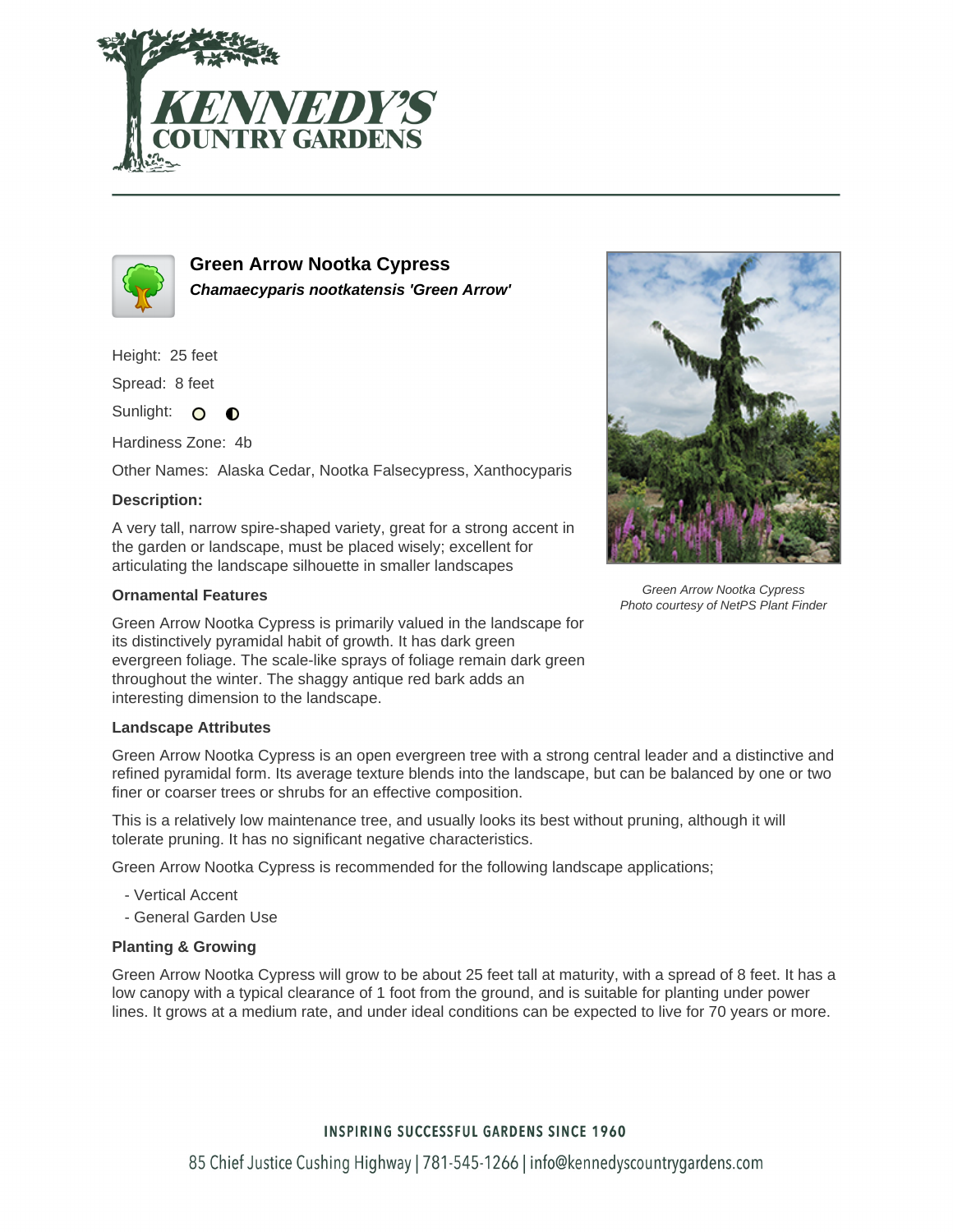# Green Arrow Nootka Cypress

***Chamaecyparis nootkatensis 'Green Arrow'***

Height: 25 feet

Spread: 8 feet

Sunlight: 

Hardiness Zone: 4b

Other Names: Alaska Cedar, Nootka Falsecypress, Xanthocyparis

### Description:

A very tall, narrow spire-shaped variety, great for a strong accent in the garden or landscape, must be placed wisely; excellent for articulating the landscape silhouette in smaller landscapes

*Green Arrow Nootka Cypress*
*Photo courtesy of NetPS Plant Finder*

### Ornamental Features

Green Arrow Nootka Cypress is primarily valued in the landscape for its distinctively pyramidal habit of growth. It has dark green evergreen foliage. The scale-like sprays of foliage remain dark green throughout the winter. The shaggy antique red bark adds an interesting dimension to the landscape.

### Landscape Attributes

Green Arrow Nootka Cypress is an open evergreen tree with a strong central leader and a distinctive and refined pyramidal form. Its average texture blends into the landscape, but can be balanced by one or two finer or coarser trees or shrubs for an effective composition.

This is a relatively low maintenance tree, and usually looks its best without pruning, although it will tolerate pruning. It has no significant negative characteristics.

Green Arrow Nootka Cypress is recommended for the following landscape applications;

- Vertical Accent
- General Garden Use

### Planting & Growing

Green Arrow Nootka Cypress will grow to be about 25 feet tall at maturity, with a spread of 8 feet. It has a low canopy with a typical clearance of 1 foot from the ground, and is suitable for planting under power lines. It grows at a medium rate, and under ideal conditions can be expected to live for 70 years or more.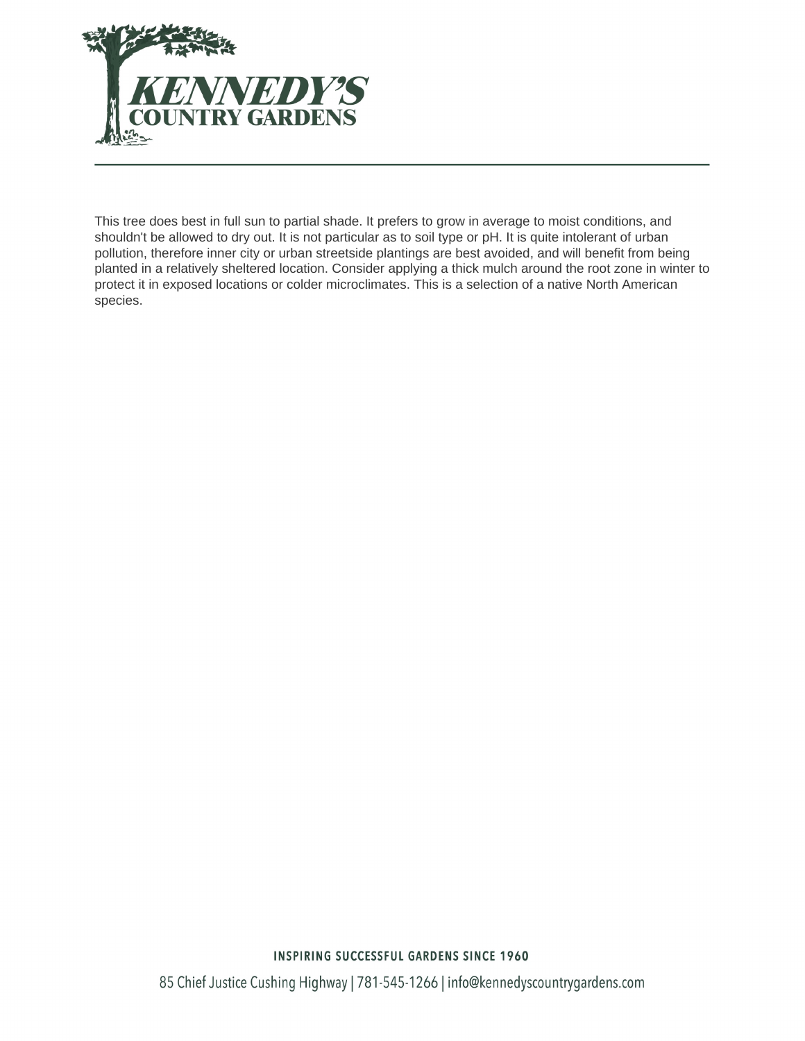This tree does best in full sun to partial shade. It prefers to grow in average to moist conditions, and shouldn't be allowed to dry out. It is not particular as to soil type or pH. It is quite intolerant of urban pollution, therefore inner city or urban streetside plantings are best avoided, and will benefit from being planted in a relatively sheltered location. Consider applying a thick mulch around the root zone in winter to protect it in exposed locations or colder microclimates. This is a selection of a native North American species.